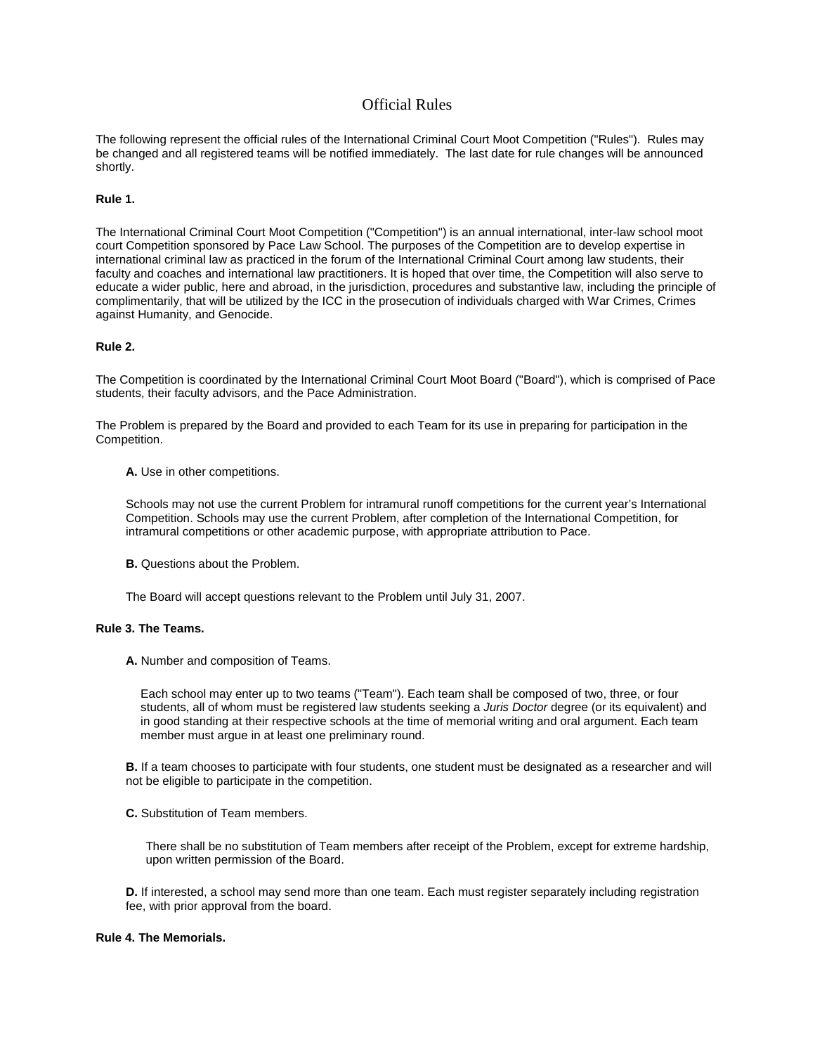# Official Rules

The following represent the official rules of the International Criminal Court Moot Competition ("Rules"). Rules may be changed and all registered teams will be notified immediately. The last date for rule changes will be announced shortly.

**Rule 1.**

The International Criminal Court Moot Competition ("Competition") is an annual international, inter-law school moot court Competition sponsored by Pace Law School. The purposes of the Competition are to develop expertise in international criminal law as practiced in the forum of the International Criminal Court among law students, their faculty and coaches and international law practitioners. It is hoped that over time, the Competition will also serve to educate a wider public, here and abroad, in the jurisdiction, procedures and substantive law, including the principle of complimentarily, that will be utilized by the ICC in the prosecution of individuals charged with War Crimes, Crimes against Humanity, and Genocide.

**Rule 2.**

The Competition is coordinated by the International Criminal Court Moot Board ("Board"), which is comprised of Pace students, their faculty advisors, and the Pace Administration.

The Problem is prepared by the Board and provided to each Team for its use in preparing for participation in the Competition.

**A.** Use in other competitions.

Schools may not use the current Problem for intramural runoff competitions for the current year's International Competition. Schools may use the current Problem, after completion of the International Competition, for intramural competitions or other academic purpose, with appropriate attribution to Pace.

**B.** Questions about the Problem.

The Board will accept questions relevant to the Problem until July 31, 2007.

**Rule 3. The Teams.**

**A.** Number and composition of Teams.

Each school may enter up to two teams ("Team"). Each team shall be composed of two, three, or four students, all of whom must be registered law students seeking a *Juris Doctor* degree (or its equivalent) and in good standing at their respective schools at the time of memorial writing and oral argument. Each team member must argue in at least one preliminary round.

**B.** If a team chooses to participate with four students, one student must be designated as a researcher and will not be eligible to participate in the competition.

**C.** Substitution of Team members.

There shall be no substitution of Team members after receipt of the Problem, except for extreme hardship, upon written permission of the Board.

**D.** If interested, a school may send more than one team. Each must register separately including registration fee, with prior approval from the board.

**Rule 4. The Memorials.**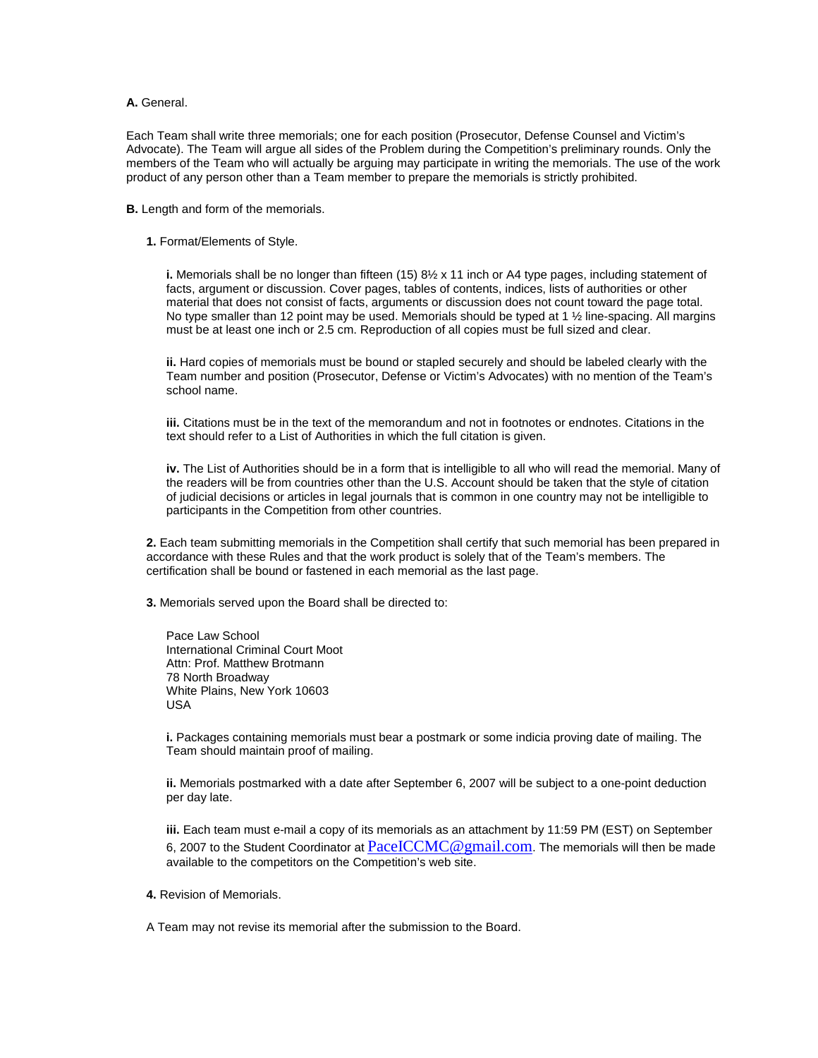**A.** General.

Each Team shall write three memorials; one for each position (Prosecutor, Defense Counsel and Victim's Advocate). The Team will argue all sides of the Problem during the Competition's preliminary rounds. Only the members of the Team who will actually be arguing may participate in writing the memorials. The use of the work product of any person other than a Team member to prepare the memorials is strictly prohibited.

**B.** Length and form of the memorials.

**1.** Format/Elements of Style.

**i.** Memorials shall be no longer than fifteen (15) 8½ x 11 inch or A4 type pages, including statement of facts, argument or discussion. Cover pages, tables of contents, indices, lists of authorities or other material that does not consist of facts, arguments or discussion does not count toward the page total. No type smaller than 12 point may be used. Memorials should be typed at 1 ½ line-spacing. All margins must be at least one inch or 2.5 cm. Reproduction of all copies must be full sized and clear.

**ii.** Hard copies of memorials must be bound or stapled securely and should be labeled clearly with the Team number and position (Prosecutor, Defense or Victim's Advocates) with no mention of the Team's school name.

**iii.** Citations must be in the text of the memorandum and not in footnotes or endnotes. Citations in the text should refer to a List of Authorities in which the full citation is given.

**iv.** The List of Authorities should be in a form that is intelligible to all who will read the memorial. Many of the readers will be from countries other than the U.S. Account should be taken that the style of citation of judicial decisions or articles in legal journals that is common in one country may not be intelligible to participants in the Competition from other countries.

**2.** Each team submitting memorials in the Competition shall certify that such memorial has been prepared in accordance with these Rules and that the work product is solely that of the Team's members. The certification shall be bound or fastened in each memorial as the last page.

**3.** Memorials served upon the Board shall be directed to:

Pace Law School
International Criminal Court Moot
Attn: Prof. Matthew Brotmann
78 North Broadway
White Plains, New York 10603
USA

**i.** Packages containing memorials must bear a postmark or some indicia proving date of mailing. The Team should maintain proof of mailing.

**ii.** Memorials postmarked with a date after September 6, 2007 will be subject to a one-point deduction per day late.

**iii.** Each team must e-mail a copy of its memorials as an attachment by 11:59 PM (EST) on September 6, 2007 to the Student Coordinator at PaceICCMC@gmail.com. The memorials will then be made available to the competitors on the Competition's web site.

**4.** Revision of Memorials.

A Team may not revise its memorial after the submission to the Board.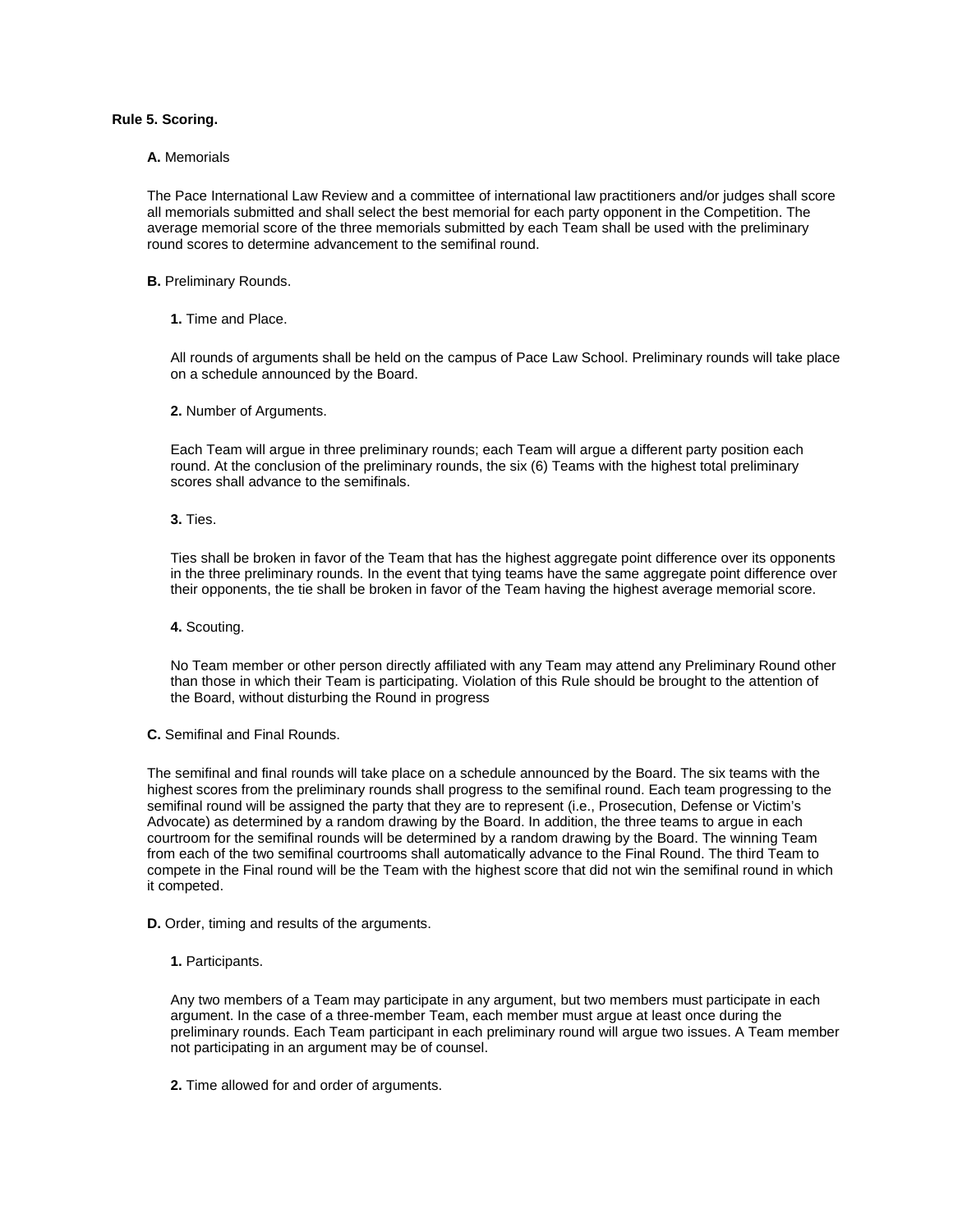**Rule 5. Scoring.**

**A.** Memorials

The Pace International Law Review and a committee of international law practitioners and/or judges shall score all memorials submitted and shall select the best memorial for each party opponent in the Competition. The average memorial score of the three memorials submitted by each Team shall be used with the preliminary round scores to determine advancement to the semifinal round.

**B.** Preliminary Rounds.

**1.** Time and Place.

All rounds of arguments shall be held on the campus of Pace Law School. Preliminary rounds will take place on a schedule announced by the Board.

**2.** Number of Arguments.

Each Team will argue in three preliminary rounds; each Team will argue a different party position each round. At the conclusion of the preliminary rounds, the six (6) Teams with the highest total preliminary scores shall advance to the semifinals.

**3.** Ties.

Ties shall be broken in favor of the Team that has the highest aggregate point difference over its opponents in the three preliminary rounds. In the event that tying teams have the same aggregate point difference over their opponents, the tie shall be broken in favor of the Team having the highest average memorial score.

**4.** Scouting.

No Team member or other person directly affiliated with any Team may attend any Preliminary Round other than those in which their Team is participating. Violation of this Rule should be brought to the attention of the Board, without disturbing the Round in progress

**C.** Semifinal and Final Rounds.

The semifinal and final rounds will take place on a schedule announced by the Board. The six teams with the highest scores from the preliminary rounds shall progress to the semifinal round. Each team progressing to the semifinal round will be assigned the party that they are to represent (i.e., Prosecution, Defense or Victim's Advocate) as determined by a random drawing by the Board. In addition, the three teams to argue in each courtroom for the semifinal rounds will be determined by a random drawing by the Board. The winning Team from each of the two semifinal courtrooms shall automatically advance to the Final Round. The third Team to compete in the Final round will be the Team with the highest score that did not win the semifinal round in which it competed.

**D.** Order, timing and results of the arguments.

**1.** Participants.

Any two members of a Team may participate in any argument, but two members must participate in each argument. In the case of a three-member Team, each member must argue at least once during the preliminary rounds. Each Team participant in each preliminary round will argue two issues. A Team member not participating in an argument may be of counsel.

**2.** Time allowed for and order of arguments.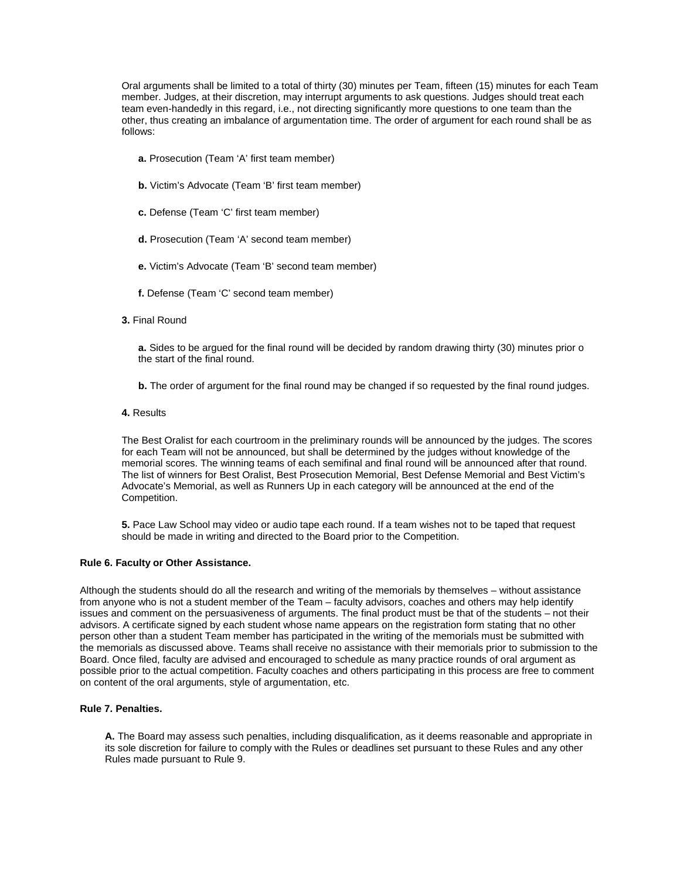Oral arguments shall be limited to a total of thirty (30) minutes per Team, fifteen (15) minutes for each Team member. Judges, at their discretion, may interrupt arguments to ask questions. Judges should treat each team even-handedly in this regard, i.e., not directing significantly more questions to one team than the other, thus creating an imbalance of argumentation time. The order of argument for each round shall be as follows:

**a.** Prosecution (Team 'A' first team member)

**b.** Victim's Advocate (Team 'B' first team member)

**c.** Defense (Team 'C' first team member)

**d.** Prosecution (Team 'A' second team member)

**e.** Victim's Advocate (Team 'B' second team member)

**f.** Defense (Team 'C' second team member)

**3.** Final Round

**a.** Sides to be argued for the final round will be decided by random drawing thirty (30) minutes prior o the start of the final round.

**b.** The order of argument for the final round may be changed if so requested by the final round judges.

**4.** Results

The Best Oralist for each courtroom in the preliminary rounds will be announced by the judges. The scores for each Team will not be announced, but shall be determined by the judges without knowledge of the memorial scores. The winning teams of each semifinal and final round will be announced after that round. The list of winners for Best Oralist, Best Prosecution Memorial, Best Defense Memorial and Best Victim's Advocate's Memorial, as well as Runners Up in each category will be announced at the end of the Competition.

**5.** Pace Law School may video or audio tape each round. If a team wishes not to be taped that request should be made in writing and directed to the Board prior to the Competition.

**Rule 6. Faculty or Other Assistance.**

Although the students should do all the research and writing of the memorials by themselves – without assistance from anyone who is not a student member of the Team – faculty advisors, coaches and others may help identify issues and comment on the persuasiveness of arguments. The final product must be that of the students – not their advisors. A certificate signed by each student whose name appears on the registration form stating that no other person other than a student Team member has participated in the writing of the memorials must be submitted with the memorials as discussed above. Teams shall receive no assistance with their memorials prior to submission to the Board. Once filed, faculty are advised and encouraged to schedule as many practice rounds of oral argument as possible prior to the actual competition. Faculty coaches and others participating in this process are free to comment on content of the oral arguments, style of argumentation, etc.

**Rule 7. Penalties.**

**A.** The Board may assess such penalties, including disqualification, as it deems reasonable and appropriate in its sole discretion for failure to comply with the Rules or deadlines set pursuant to these Rules and any other Rules made pursuant to Rule 9.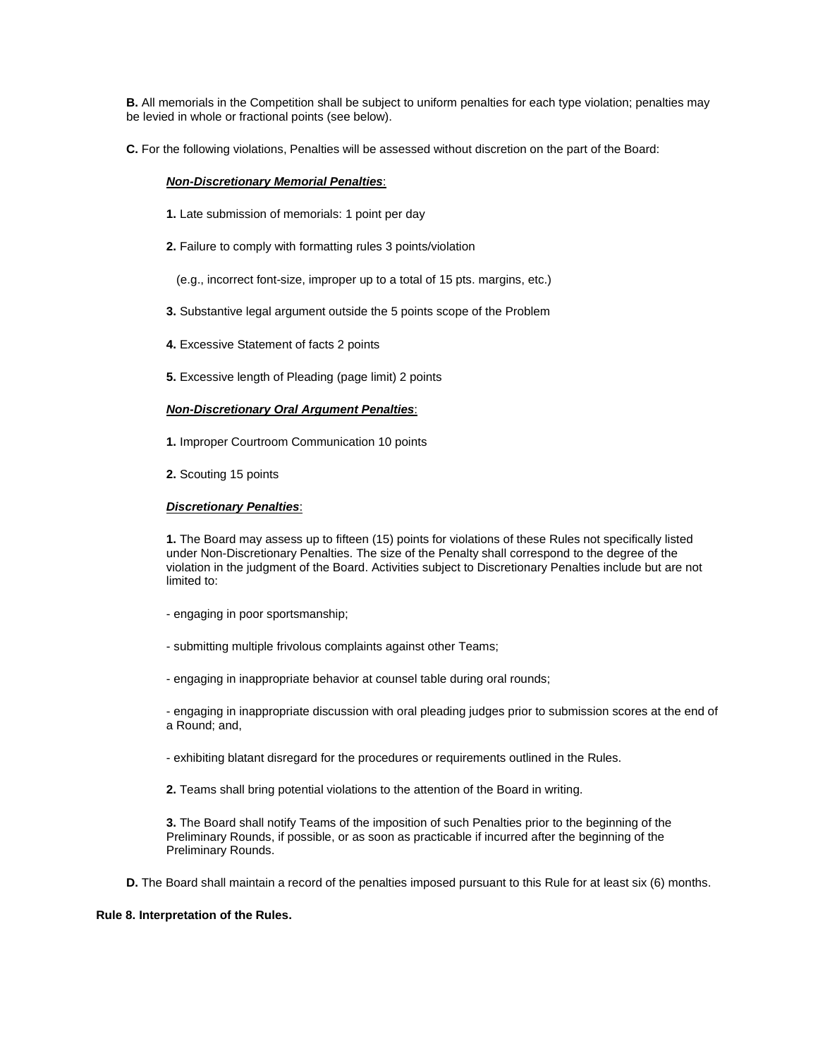**B.** All memorials in the Competition shall be subject to uniform penalties for each type violation; penalties may be levied in whole or fractional points (see below).

**C.** For the following violations, Penalties will be assessed without discretion on the part of the Board:

***Non-Discretionary Memorial Penalties***:

**1.** Late submission of memorials: 1 point per day

**2.** Failure to comply with formatting rules 3 points/violation

(e.g., incorrect font-size, improper up to a total of 15 pts. margins, etc.)

**3.** Substantive legal argument outside the 5 points scope of the Problem

**4.** Excessive Statement of facts 2 points

**5.** Excessive length of Pleading (page limit) 2 points

***Non-Discretionary Oral Argument Penalties***:

**1.** Improper Courtroom Communication 10 points

**2.** Scouting 15 points

***Discretionary Penalties***:

**1.** The Board may assess up to fifteen (15) points for violations of these Rules not specifically listed under Non-Discretionary Penalties. The size of the Penalty shall correspond to the degree of the violation in the judgment of the Board. Activities subject to Discretionary Penalties include but are not limited to:

- engaging in poor sportsmanship;

- submitting multiple frivolous complaints against other Teams;

- engaging in inappropriate behavior at counsel table during oral rounds;

- engaging in inappropriate discussion with oral pleading judges prior to submission scores at the end of a Round; and,

- exhibiting blatant disregard for the procedures or requirements outlined in the Rules.

**2.** Teams shall bring potential violations to the attention of the Board in writing.

**3.** The Board shall notify Teams of the imposition of such Penalties prior to the beginning of the Preliminary Rounds, if possible, or as soon as practicable if incurred after the beginning of the Preliminary Rounds.

**D.** The Board shall maintain a record of the penalties imposed pursuant to this Rule for at least six (6) months.

**Rule 8. Interpretation of the Rules.**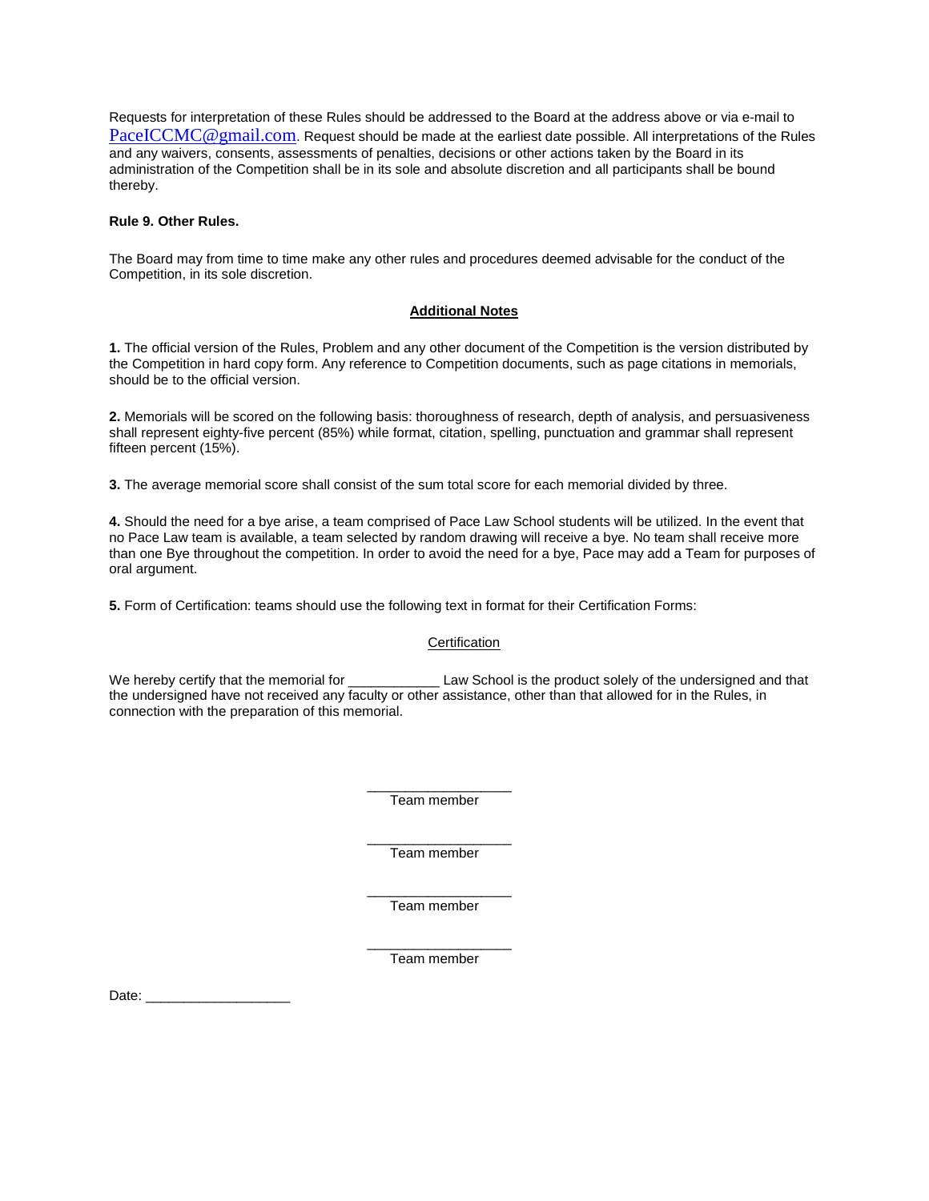Requests for interpretation of these Rules should be addressed to the Board at the address above or via e-mail to PaceICCMC@gmail.com. Request should be made at the earliest date possible. All interpretations of the Rules and any waivers, consents, assessments of penalties, decisions or other actions taken by the Board in its administration of the Competition shall be in its sole and absolute discretion and all participants shall be bound thereby.

**Rule 9. Other Rules.**

The Board may from time to time make any other rules and procedures deemed advisable for the conduct of the Competition, in its sole discretion.

## Additional Notes

**1.** The official version of the Rules, Problem and any other document of the Competition is the version distributed by the Competition in hard copy form. Any reference to Competition documents, such as page citations in memorials, should be to the official version.

**2.** Memorials will be scored on the following basis: thoroughness of research, depth of analysis, and persuasiveness shall represent eighty-five percent (85%) while format, citation, spelling, punctuation and grammar shall represent fifteen percent (15%).

**3.** The average memorial score shall consist of the sum total score for each memorial divided by three.

**4.** Should the need for a bye arise, a team comprised of Pace Law School students will be utilized. In the event that no Pace Law team is available, a team selected by random drawing will receive a bye. No team shall receive more than one Bye throughout the competition. In order to avoid the need for a bye, Pace may add a Team for purposes of oral argument.

**5.** Form of Certification: teams should use the following text in format for their Certification Forms:

Certification

We hereby certify that the memorial for ____________ Law School is the product solely of the undersigned and that the undersigned have not received any faculty or other assistance, other than that allowed for in the Rules, in connection with the preparation of this memorial.

___________________
Team member

___________________
Team member

___________________
Team member

___________________
Team member

Date: ___________________